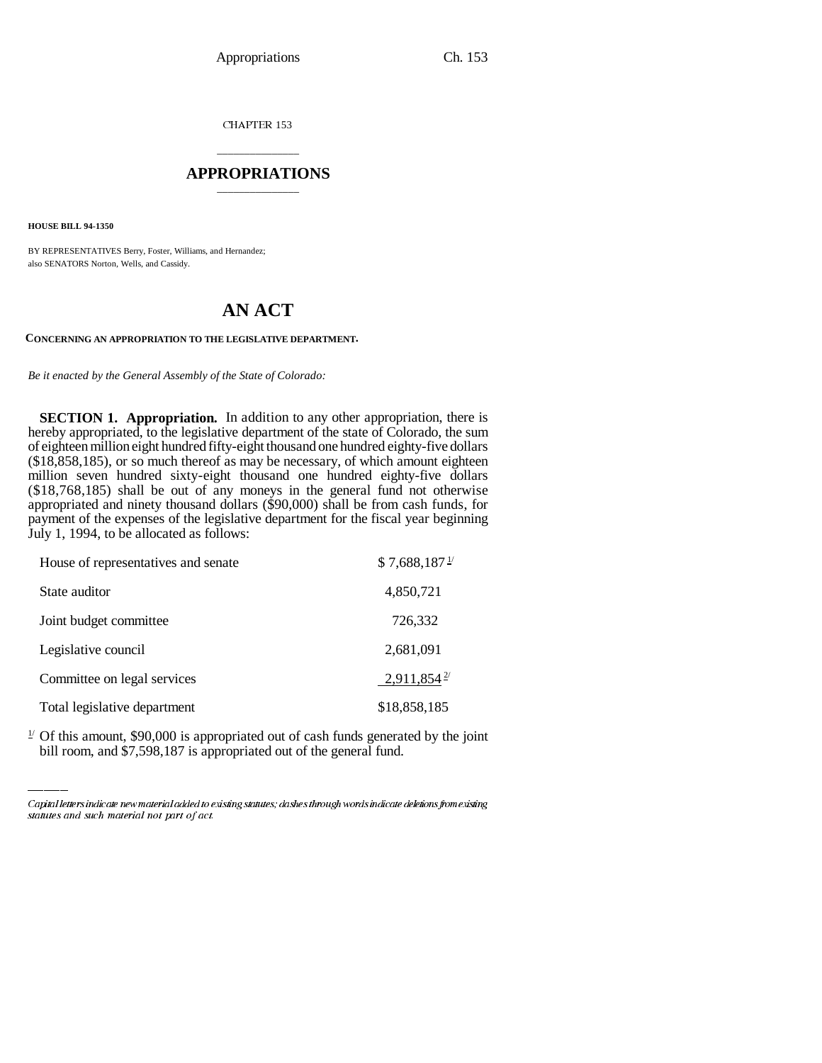CHAPTER 153

# APPROPRIATIONS

**HOUSE BILL 94-1350**

BY REPRESENTATIVES Berry, Foster, Williams, and Hernandez;
also SENATORS Norton, Wells, and Cassidy.

# AN ACT

**CONCERNING AN APPROPRIATION TO THE LEGISLATIVE DEPARTMENT.**

*Be it enacted by the General Assembly of the State of Colorado:*

**SECTION 1. Appropriation.** In addition to any other appropriation, there is hereby appropriated, to the legislative department of the state of Colorado, the sum of eighteen million eight hundred fifty-eight thousand one hundred eighty-five dollars ($18,858,185), or so much thereof as may be necessary, of which amount eighteen million seven hundred sixty-eight thousand one hundred eighty-five dollars ($18,768,185) shall be out of any moneys in the general fund not otherwise appropriated and ninety thousand dollars ($90,000) shall be from cash funds, for payment of the expenses of the legislative department for the fiscal year beginning July 1, 1994, to be allocated as follows:

| | |
|---|---|
| House of representatives and senate | $ 7,688,187 [1/] |
| State auditor | 4,850,721 |
| Joint budget committee | 726,332 |
| Legislative council | 2,681,091 |
| Committee on legal services | 2,911,854 [2/] |
| Total legislative department | $18,858,185 |

[1/] Of this amount, $90,000 is appropriated out of cash funds generated by the joint bill room, and $7,598,187 is appropriated out of the general fund.

*Capital letters indicate new material added to existing statutes; dashes through words indicate deletions from existing statutes and such material not part of act.*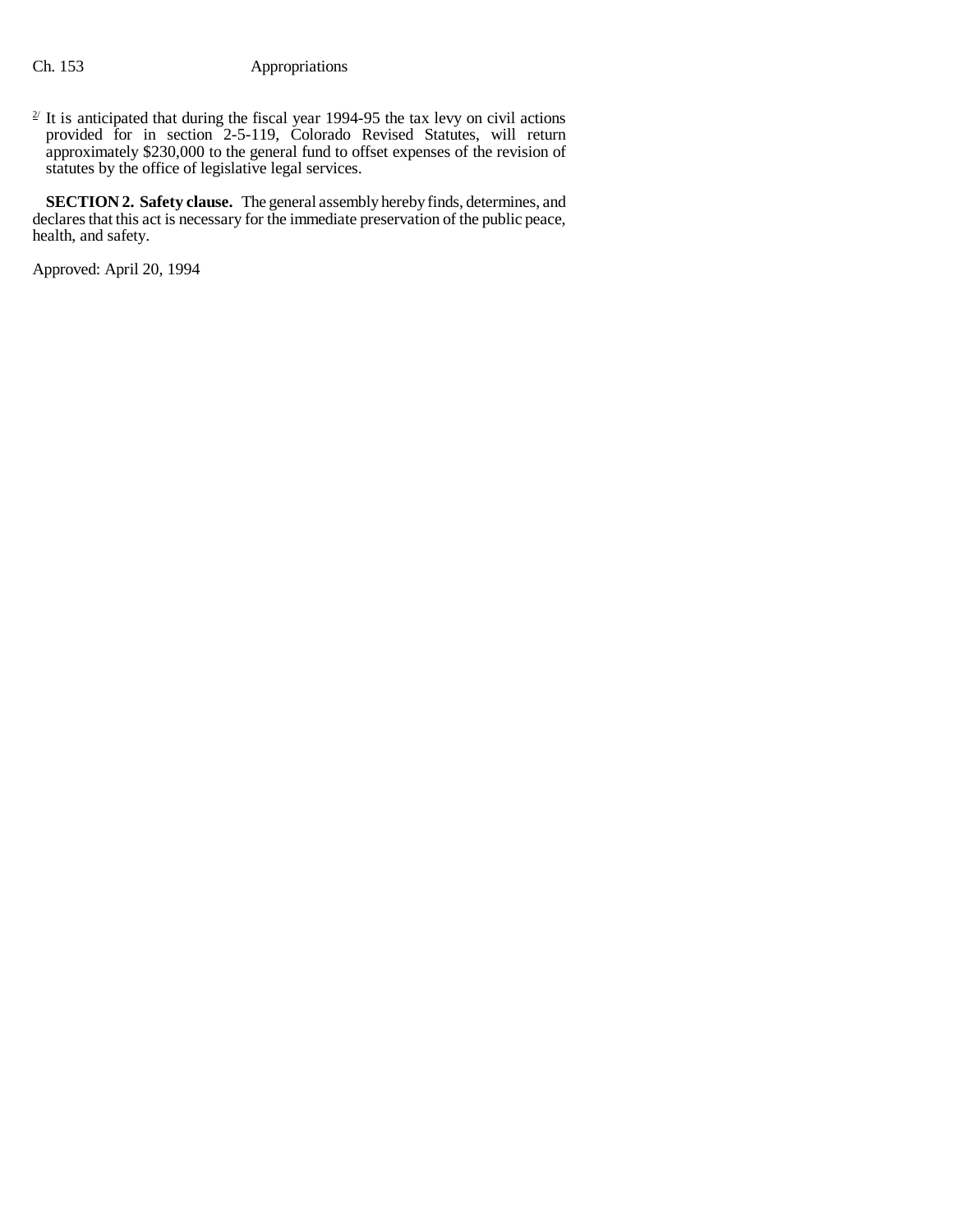[2/] It is anticipated that during the fiscal year 1994-95 the tax levy on civil actions provided for in section 2-5-119, Colorado Revised Statutes, will return approximately $230,000 to the general fund to offset expenses of the revision of statutes by the office of legislative legal services.

**SECTION 2. Safety clause.** The general assembly hereby finds, determines, and declares that this act is necessary for the immediate preservation of the public peace, health, and safety.

Approved: April 20, 1994